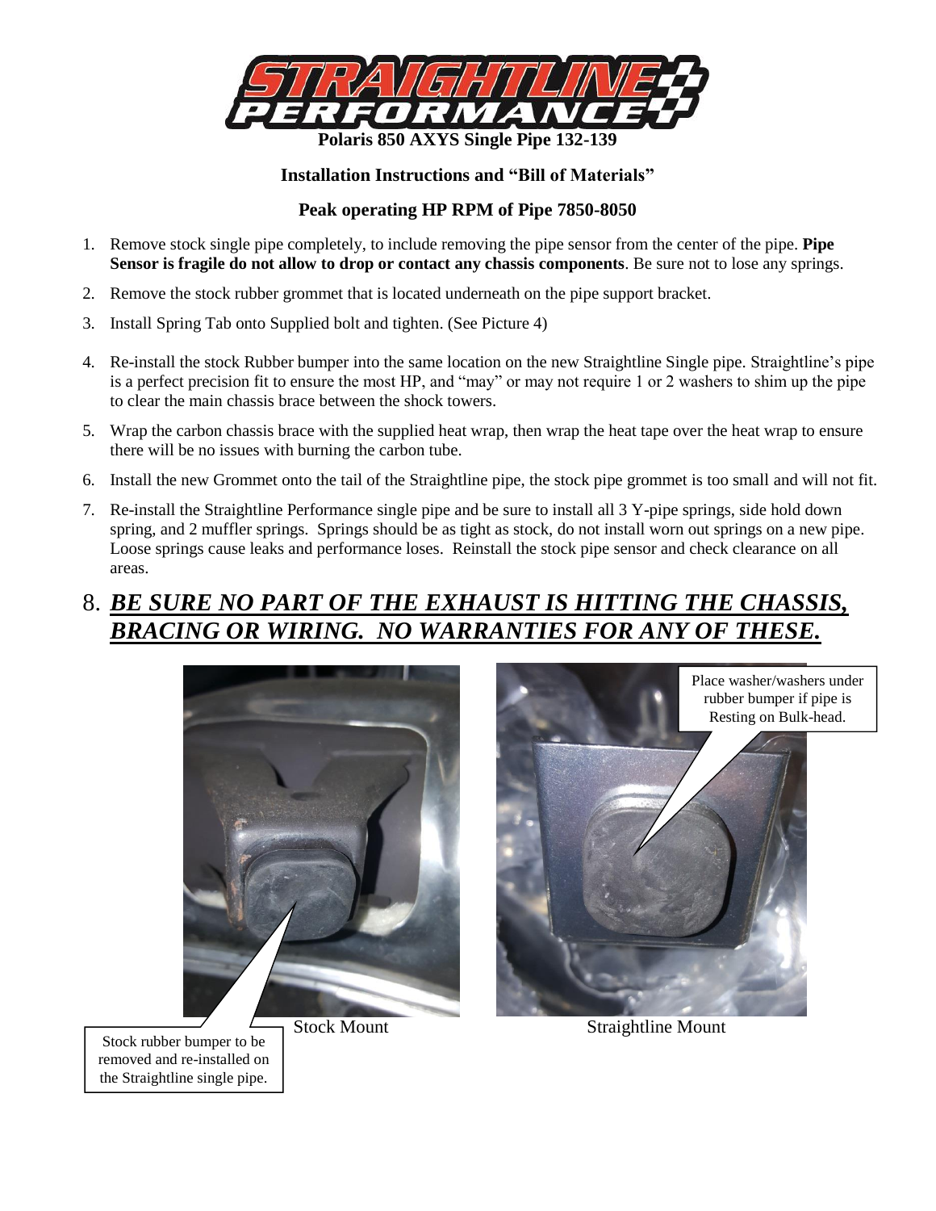# Polaris 850 AXYS Single Pipe 132-139

**Installation Instructions and "Bill of Materials"**

**Peak operating HP RPM of Pipe 7850-8050**

1. Remove stock single pipe completely, to include removing the pipe sensor from the center of the pipe. **Pipe Sensor is fragile do not allow to drop or contact any chassis components**. Be sure not to lose any springs.
2. Remove the stock rubber grommet that is located underneath on the pipe support bracket.
3. Install Spring Tab onto Supplied bolt and tighten. (See Picture 4)
4. Re-install the stock Rubber bumper into the same location on the new Straightline Single pipe. Straightline's pipe is a perfect precision fit to ensure the most HP, and "may" or may not require 1 or 2 washers to shim up the pipe to clear the main chassis brace between the shock towers.
5. Wrap the carbon chassis brace with the supplied heat wrap, then wrap the heat tape over the heat wrap to ensure there will be no issues with burning the carbon tube.
6. Install the new Grommet onto the tail of the Straightline pipe, the stock pipe grommet is too small and will not fit.
7. Re-install the Straightline Performance single pipe and be sure to install all 3 Y-pipe springs, side hold down spring, and 2 muffler springs. Springs should be as tight as stock, do not install worn out springs on a new pipe. Loose springs cause leaks and performance loses. Reinstall the stock pipe sensor and check clearance on all areas.
8. ***<u>BE SURE NO PART OF THE EXHAUST IS HITTING THE CHASSIS, BRACING OR WIRING. NO WARRANTIES FOR ANY OF THESE.</u>***

Stock rubber bumper to be removed and re-installed on the Straightline single pipe.

Stock Mount

Place washer/washers under rubber bumper if pipe is Resting on Bulk-head.

Straightline Mount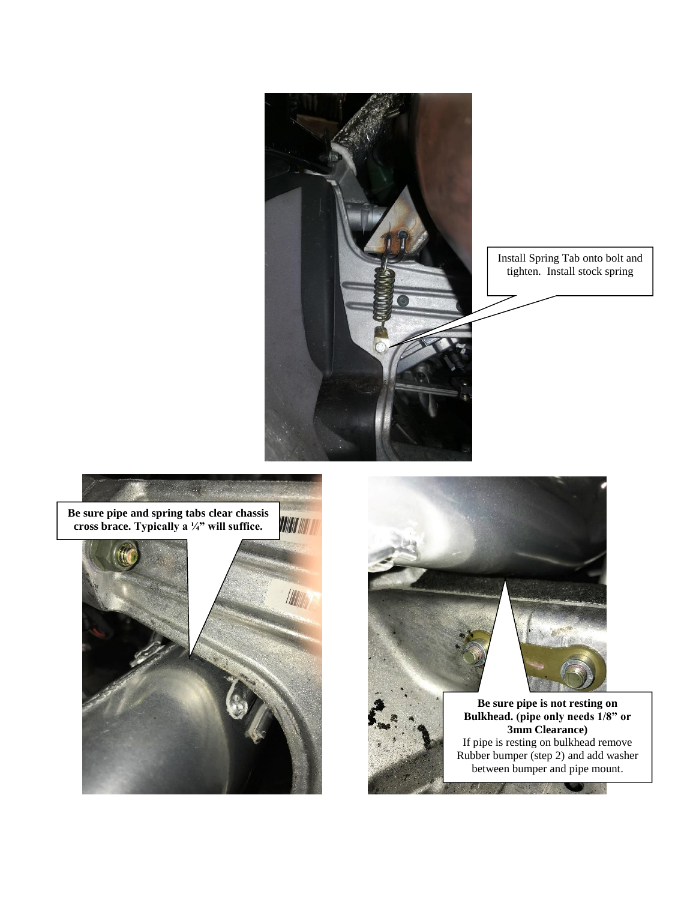Install Spring Tab onto bolt and tighten. Install stock spring

**Be sure pipe and spring tabs clear chassis cross brace. Typically a ¼" will suffice.**

**Be sure pipe is not resting on Bulkhead. (pipe only needs 1/8" or 3mm Clearance)**
If pipe is resting on bulkhead remove Rubber bumper (step 2) and add washer between bumper and pipe mount.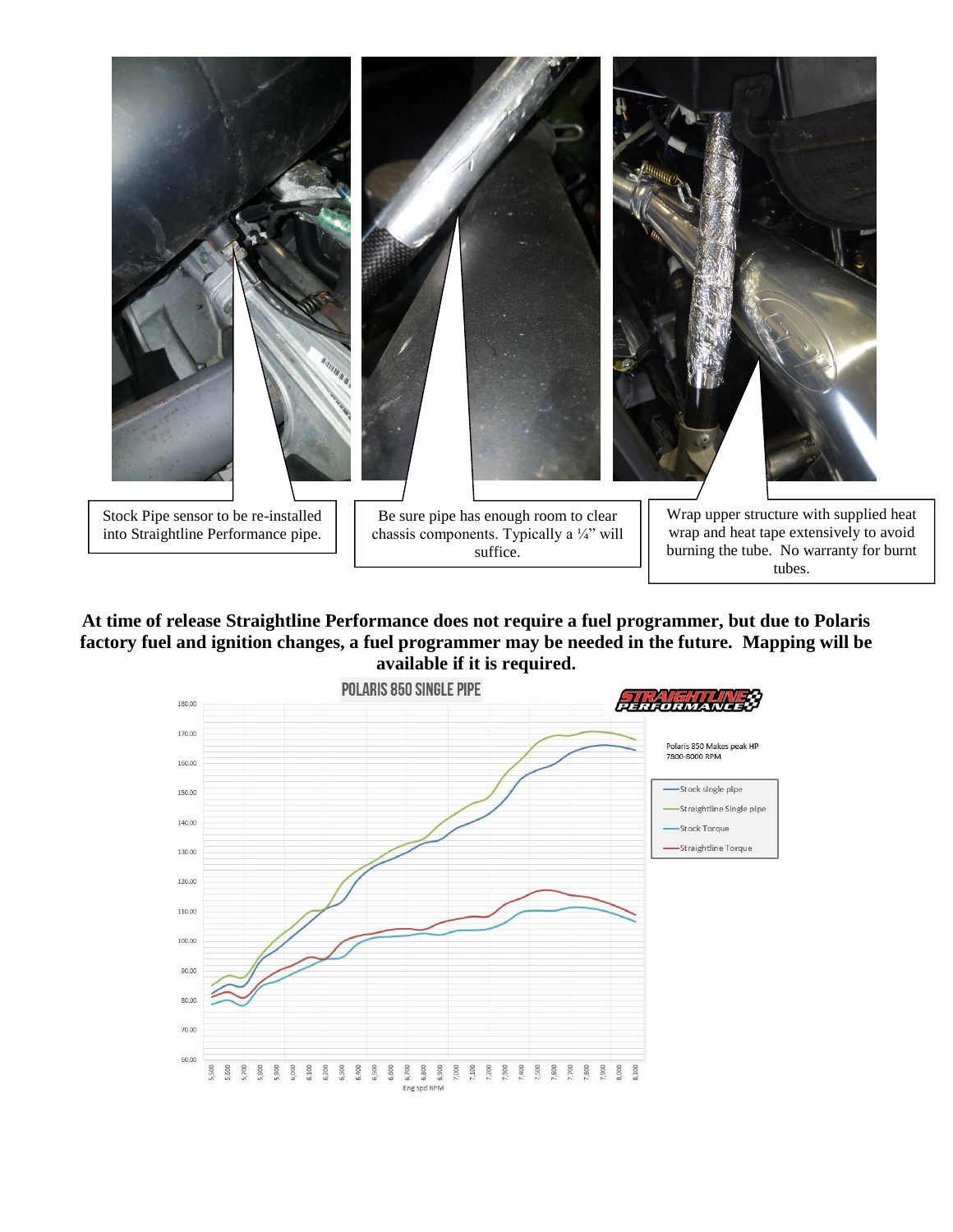Stock Pipe sensor to be re-installed into Straightline Performance pipe.

Be sure pipe has enough room to clear chassis components. Typically a ¼" will suffice.

Wrap upper structure with supplied heat wrap and heat tape extensively to avoid burning the tube. No warranty for burnt tubes.

**At time of release Straightline Performance does not require a fuel programmer, but due to Polaris factory fuel and ignition changes, a fuel programmer may be needed in the future. Mapping will be available if it is required.**

POLARIS 850 SINGLE PIPE

Polaris 850 Makes peak HP 7800-8000 RPM

- Stock single pipe
- Straightline Single pipe
- Stock Torque
- Straightline Torque

Eng spd RPM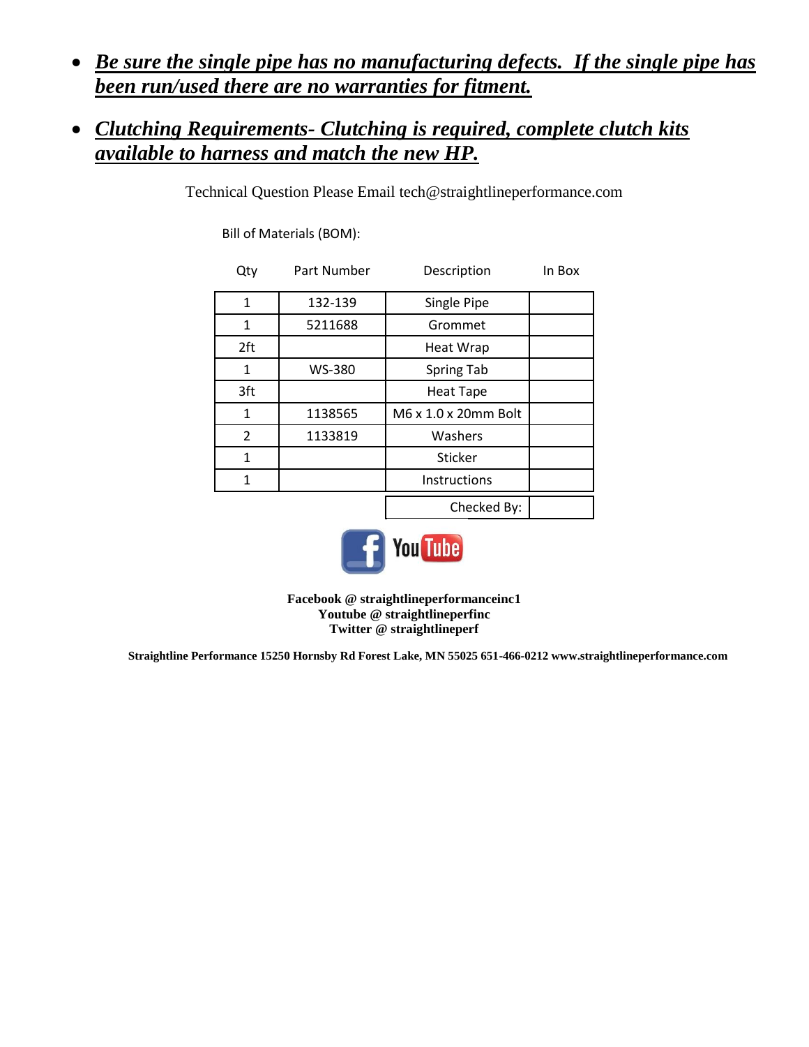- ***Be sure the single pipe has no manufacturing defects. If the single pipe has been run/used there are no warranties for fitment.***

- ***Clutching Requirements- Clutching is required, complete clutch kits available to harness and match the new HP.***

Technical Question Please Email tech@straightlineperformance.com

Bill of Materials (BOM):

| Qty | Part Number | Description | In Box |
|---|---|---|---|
| 1 | 132-139 | Single Pipe | |
| 1 | 5211688 | Grommet | |
| 2ft | | Heat Wrap | |
| 1 | WS-380 | Spring Tab | |
| 3ft | | Heat Tape | |
| 1 | 1138565 | M6 x 1.0 x 20mm Bolt | |
| 2 | 1133819 | Washers | |
| 1 | | Sticker | |
| 1 | | Instructions | |
| | | Checked By: | |

**Facebook @ straightlineperformanceinc1**
**Youtube @ straightlineperfinc**
**Twitter @ straightlineperf**

**Straightline Performance 15250 Hornsby Rd Forest Lake, MN 55025 651-466-0212 www.straightlineperformance.com**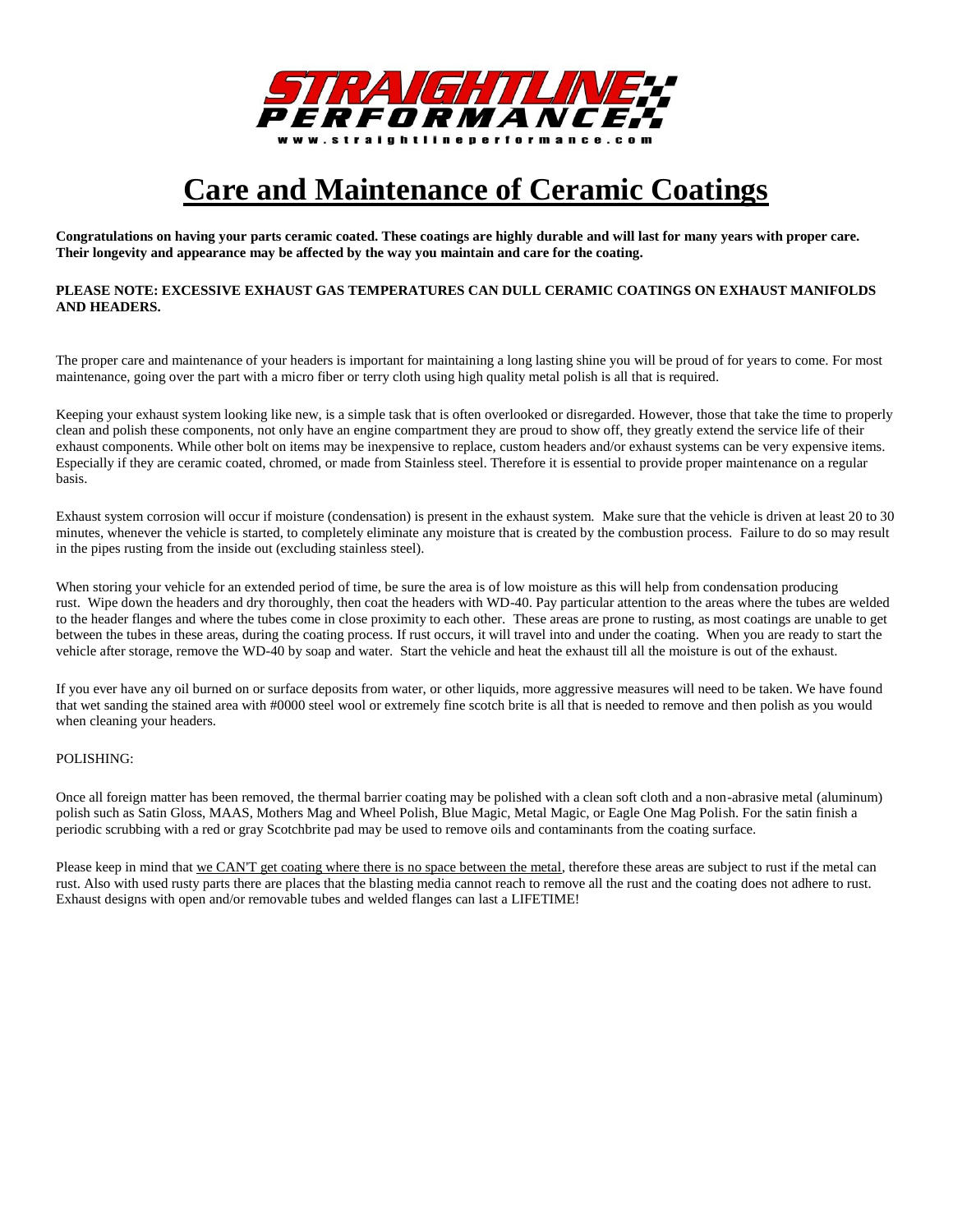STRAIGHTLINE PERFORMANCE

www.straightlineperformance.com

# Care and Maintenance of Ceramic Coatings

**Congratulations on having your parts ceramic coated. These coatings are highly durable and will last for many years with proper care. Their longevity and appearance may be affected by the way you maintain and care for the coating.**

**PLEASE NOTE: EXCESSIVE EXHAUST GAS TEMPERATURES CAN DULL CERAMIC COATINGS ON EXHAUST MANIFOLDS AND HEADERS.**

The proper care and maintenance of your headers is important for maintaining a long lasting shine you will be proud of for years to come. For most maintenance, going over the part with a micro fiber or terry cloth using high quality metal polish is all that is required.

Keeping your exhaust system looking like new, is a simple task that is often overlooked or disregarded. However, those that take the time to properly clean and polish these components, not only have an engine compartment they are proud to show off, they greatly extend the service life of their exhaust components. While other bolt on items may be inexpensive to replace, custom headers and/or exhaust systems can be very expensive items. Especially if they are ceramic coated, chromed, or made from Stainless steel. Therefore it is essential to provide proper maintenance on a regular basis.

Exhaust system corrosion will occur if moisture (condensation) is present in the exhaust system. Make sure that the vehicle is driven at least 20 to 30 minutes, whenever the vehicle is started, to completely eliminate any moisture that is created by the combustion process. Failure to do so may result in the pipes rusting from the inside out (excluding stainless steel).

When storing your vehicle for an extended period of time, be sure the area is of low moisture as this will help from condensation producing rust. Wipe down the headers and dry thoroughly, then coat the headers with WD-40. Pay particular attention to the areas where the tubes are welded to the header flanges and where the tubes come in close proximity to each other. These areas are prone to rusting, as most coatings are unable to get between the tubes in these areas, during the coating process. If rust occurs, it will travel into and under the coating. When you are ready to start the vehicle after storage, remove the WD-40 by soap and water. Start the vehicle and heat the exhaust till all the moisture is out of the exhaust.

If you ever have any oil burned on or surface deposits from water, or other liquids, more aggressive measures will need to be taken. We have found that wet sanding the stained area with #0000 steel wool or extremely fine scotch brite is all that is needed to remove and then polish as you would when cleaning your headers.

POLISHING:

Once all foreign matter has been removed, the thermal barrier coating may be polished with a clean soft cloth and a non-abrasive metal (aluminum) polish such as Satin Gloss, MAAS, Mothers Mag and Wheel Polish, Blue Magic, Metal Magic, or Eagle One Mag Polish. For the satin finish a periodic scrubbing with a red or gray Scotchbrite pad may be used to remove oils and contaminants from the coating surface.

Please keep in mind that <u>we CAN'T get coating where there is no space between the metal</u>, therefore these areas are subject to rust if the metal can rust. Also with used rusty parts there are places that the blasting media cannot reach to remove all the rust and the coating does not adhere to rust. Exhaust designs with open and/or removable tubes and welded flanges can last a LIFETIME!